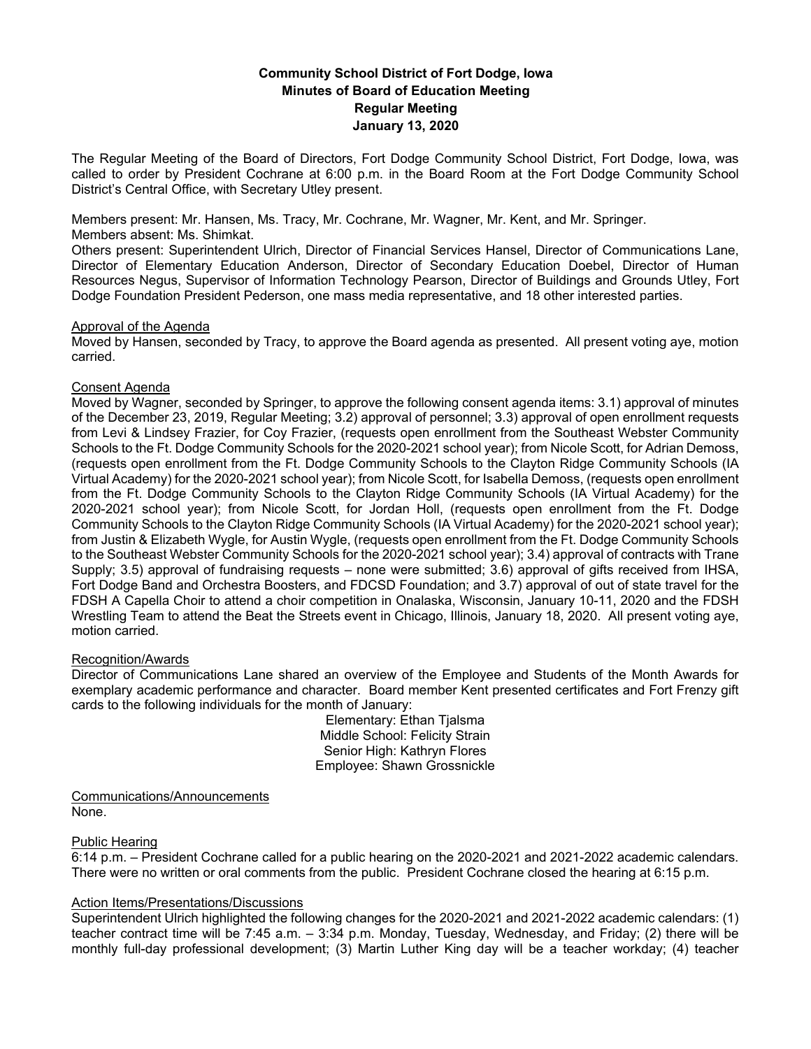**Community School District of Fort Dodge, Iowa**
**Minutes of Board of Education Meeting**
**Regular Meeting**
**January 13, 2020**

The Regular Meeting of the Board of Directors, Fort Dodge Community School District, Fort Dodge, Iowa, was called to order by President Cochrane at 6:00 p.m. in the Board Room at the Fort Dodge Community School District's Central Office, with Secretary Utley present.

Members present: Mr. Hansen, Ms. Tracy, Mr. Cochrane, Mr. Wagner, Mr. Kent, and Mr. Springer.
Members absent: Ms. Shimkat.
Others present: Superintendent Ulrich, Director of Financial Services Hansel, Director of Communications Lane, Director of Elementary Education Anderson, Director of Secondary Education Doebel, Director of Human Resources Negus, Supervisor of Information Technology Pearson, Director of Buildings and Grounds Utley, Fort Dodge Foundation President Pederson, one mass media representative, and 18 other interested parties.

<u>Approval of the Agenda</u>
Moved by Hansen, seconded by Tracy, to approve the Board agenda as presented. All present voting aye, motion carried.

<u>Consent Agenda</u>
Moved by Wagner, seconded by Springer, to approve the following consent agenda items: 3.1) approval of minutes of the December 23, 2019, Regular Meeting; 3.2) approval of personnel; 3.3) approval of open enrollment requests from Levi & Lindsey Frazier, for Coy Frazier, (requests open enrollment from the Southeast Webster Community Schools to the Ft. Dodge Community Schools for the 2020-2021 school year); from Nicole Scott, for Adrian Demoss, (requests open enrollment from the Ft. Dodge Community Schools to the Clayton Ridge Community Schools (IA Virtual Academy) for the 2020-2021 school year); from Nicole Scott, for Isabella Demoss, (requests open enrollment from the Ft. Dodge Community Schools to the Clayton Ridge Community Schools (IA Virtual Academy) for the 2020-2021 school year); from Nicole Scott, for Jordan Holl, (requests open enrollment from the Ft. Dodge Community Schools to the Clayton Ridge Community Schools (IA Virtual Academy) for the 2020-2021 school year); from Justin & Elizabeth Wygle, for Austin Wygle, (requests open enrollment from the Ft. Dodge Community Schools to the Southeast Webster Community Schools for the 2020-2021 school year); 3.4) approval of contracts with Trane Supply; 3.5) approval of fundraising requests – none were submitted; 3.6) approval of gifts received from IHSA, Fort Dodge Band and Orchestra Boosters, and FDCSD Foundation; and 3.7) approval of out of state travel for the FDSH A Capella Choir to attend a choir competition in Onalaska, Wisconsin, January 10-11, 2020 and the FDSH Wrestling Team to attend the Beat the Streets event in Chicago, Illinois, January 18, 2020. All present voting aye, motion carried.

<u>Recognition/Awards</u>
Director of Communications Lane shared an overview of the Employee and Students of the Month Awards for exemplary academic performance and character. Board member Kent presented certificates and Fort Frenzy gift cards to the following individuals for the month of January:

Elementary: Ethan Tjalsma
Middle School: Felicity Strain
Senior High: Kathryn Flores
Employee: Shawn Grossnickle

<u>Communications/Announcements</u>
None.

<u>Public Hearing</u>
6:14 p.m. – President Cochrane called for a public hearing on the 2020-2021 and 2021-2022 academic calendars. There were no written or oral comments from the public. President Cochrane closed the hearing at 6:15 p.m.

<u>Action Items/Presentations/Discussions</u>
Superintendent Ulrich highlighted the following changes for the 2020-2021 and 2021-2022 academic calendars: (1) teacher contract time will be 7:45 a.m. – 3:34 p.m. Monday, Tuesday, Wednesday, and Friday; (2) there will be monthly full-day professional development; (3) Martin Luther King day will be a teacher workday; (4) teacher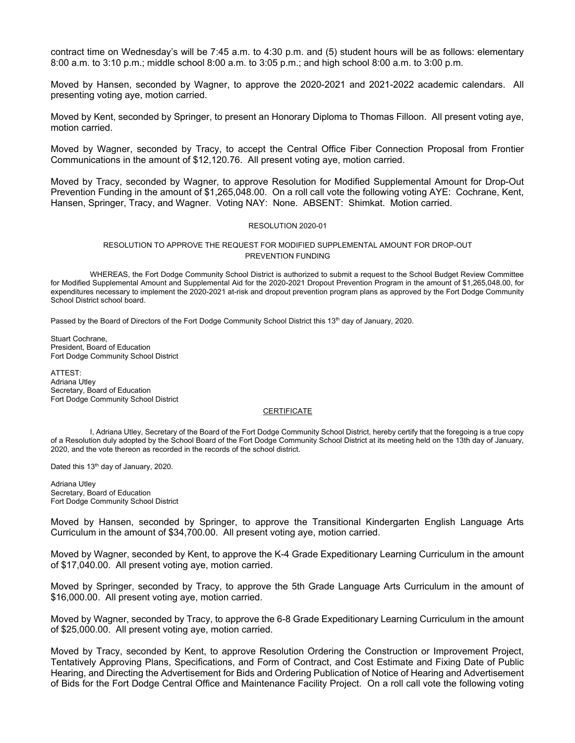contract time on Wednesday's will be 7:45 a.m. to 4:30 p.m. and (5) student hours will be as follows: elementary 8:00 a.m. to 3:10 p.m.; middle school 8:00 a.m. to 3:05 p.m.; and high school 8:00 a.m. to 3:00 p.m.

Moved by Hansen, seconded by Wagner, to approve the 2020-2021 and 2021-2022 academic calendars. All presenting voting aye, motion carried.

Moved by Kent, seconded by Springer, to present an Honorary Diploma to Thomas Filloon. All present voting aye, motion carried.

Moved by Wagner, seconded by Tracy, to accept the Central Office Fiber Connection Proposal from Frontier Communications in the amount of $12,120.76. All present voting aye, motion carried.

Moved by Tracy, seconded by Wagner, to approve Resolution for Modified Supplemental Amount for Drop-Out Prevention Funding in the amount of $1,265,048.00. On a roll call vote the following voting AYE: Cochrane, Kent, Hansen, Springer, Tracy, and Wagner. Voting NAY: None. ABSENT: Shimkat. Motion carried.

RESOLUTION 2020-01

RESOLUTION TO APPROVE THE REQUEST FOR MODIFIED SUPPLEMENTAL AMOUNT FOR DROP-OUT PREVENTION FUNDING

WHEREAS, the Fort Dodge Community School District is authorized to submit a request to the School Budget Review Committee for Modified Supplemental Amount and Supplemental Aid for the 2020-2021 Dropout Prevention Program in the amount of $1,265,048.00, for expenditures necessary to implement the 2020-2021 at-risk and dropout prevention program plans as approved by the Fort Dodge Community School District school board.

Passed by the Board of Directors of the Fort Dodge Community School District this 13th day of January, 2020.

Stuart Cochrane,
President, Board of Education
Fort Dodge Community School District

ATTEST:
Adriana Utley
Secretary, Board of Education
Fort Dodge Community School District

CERTIFICATE

I, Adriana Utley, Secretary of the Board of the Fort Dodge Community School District, hereby certify that the foregoing is a true copy of a Resolution duly adopted by the School Board of the Fort Dodge Community School District at its meeting held on the 13th day of January, 2020, and the vote thereon as recorded in the records of the school district.

Dated this 13th day of January, 2020.

Adriana Utley
Secretary, Board of Education
Fort Dodge Community School District

Moved by Hansen, seconded by Springer, to approve the Transitional Kindergarten English Language Arts Curriculum in the amount of $34,700.00. All present voting aye, motion carried.

Moved by Wagner, seconded by Kent, to approve the K-4 Grade Expeditionary Learning Curriculum in the amount of $17,040.00. All present voting aye, motion carried.

Moved by Springer, seconded by Tracy, to approve the 5th Grade Language Arts Curriculum in the amount of $16,000.00. All present voting aye, motion carried.

Moved by Wagner, seconded by Tracy, to approve the 6-8 Grade Expeditionary Learning Curriculum in the amount of $25,000.00. All present voting aye, motion carried.

Moved by Tracy, seconded by Kent, to approve Resolution Ordering the Construction or Improvement Project, Tentatively Approving Plans, Specifications, and Form of Contract, and Cost Estimate and Fixing Date of Public Hearing, and Directing the Advertisement for Bids and Ordering Publication of Notice of Hearing and Advertisement of Bids for the Fort Dodge Central Office and Maintenance Facility Project. On a roll call vote the following voting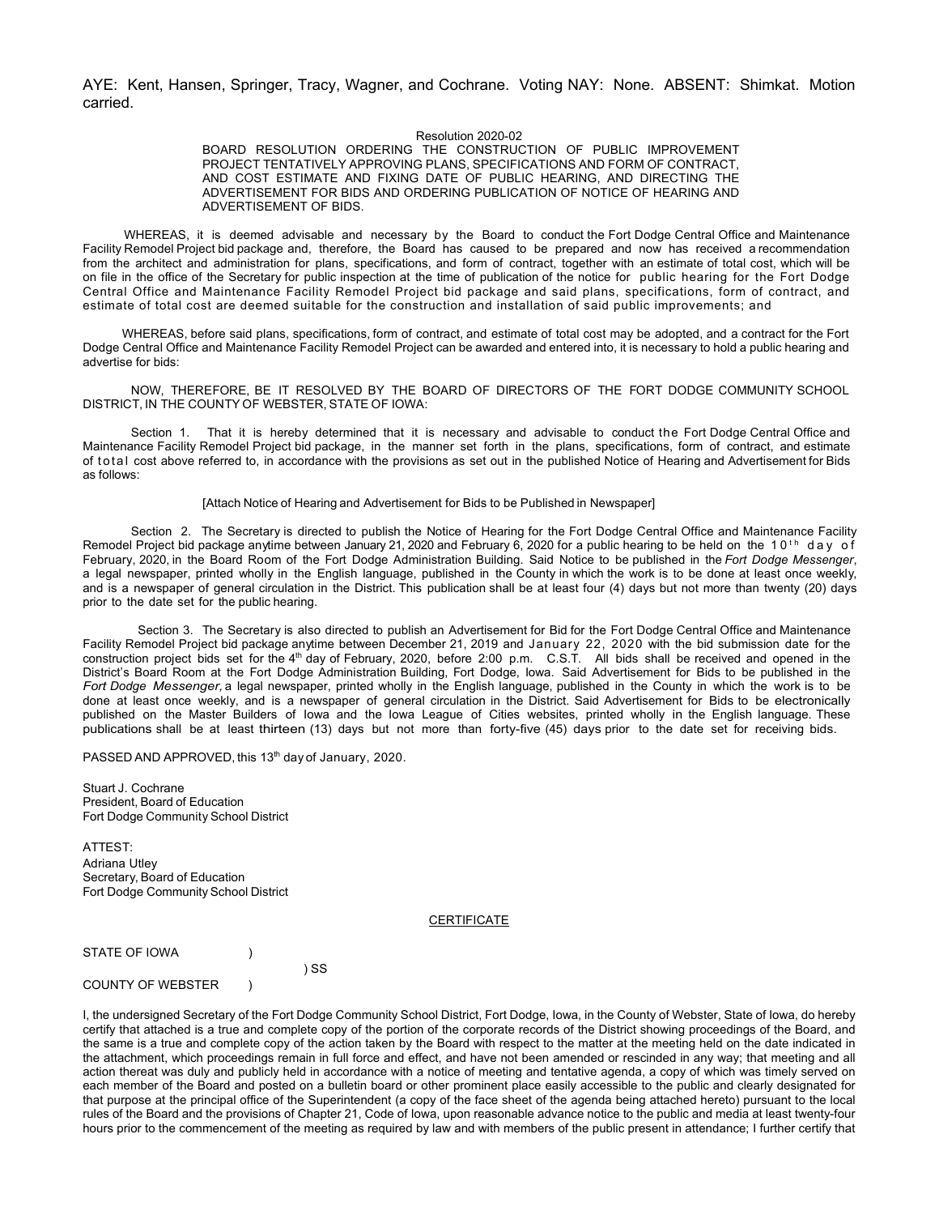AYE: Kent, Hansen, Springer, Tracy, Wagner, and Cochrane. Voting NAY: None. ABSENT: Shimkat. Motion carried.

Resolution 2020-02

BOARD RESOLUTION ORDERING THE CONSTRUCTION OF PUBLIC IMPROVEMENT PROJECT TENTATIVELY APPROVING PLANS, SPECIFICATIONS AND FORM OF CONTRACT, AND COST ESTIMATE AND FIXING DATE OF PUBLIC HEARING, AND DIRECTING THE ADVERTISEMENT FOR BIDS AND ORDERING PUBLICATION OF NOTICE OF HEARING AND ADVERTISEMENT OF BIDS.

WHEREAS, it is deemed advisable and necessary by the Board to conduct the Fort Dodge Central Office and Maintenance Facility Remodel Project bid package and, therefore, the Board has caused to be prepared and now has received a recommendation from the architect and administration for plans, specifications, and form of contract, together with an estimate of total cost, which will be on file in the office of the Secretary for public inspection at the time of publication of the notice for public hearing for the Fort Dodge Central Office and Maintenance Facility Remodel Project bid package and said plans, specifications, form of contract, and estimate of total cost are deemed suitable for the construction and installation of said public improvements; and

WHEREAS, before said plans, specifications, form of contract, and estimate of total cost may be adopted, and a contract for the Fort Dodge Central Office and Maintenance Facility Remodel Project can be awarded and entered into, it is necessary to hold a public hearing and advertise for bids:

NOW, THEREFORE, BE IT RESOLVED BY THE BOARD OF DIRECTORS OF THE FORT DODGE COMMUNITY SCHOOL DISTRICT, IN THE COUNTY OF WEBSTER, STATE OF IOWA:

Section 1. That it is hereby determined that it is necessary and advisable to conduct the Fort Dodge Central Office and Maintenance Facility Remodel Project bid package, in the manner set forth in the plans, specifications, form of contract, and estimate of total cost above referred to, in accordance with the provisions as set out in the published Notice of Hearing and Advertisement for Bids as follows:

[Attach Notice of Hearing and Advertisement for Bids to be Published in Newspaper]

Section 2. The Secretary is directed to publish the Notice of Hearing for the Fort Dodge Central Office and Maintenance Facility Remodel Project bid package anytime between January 21, 2020 and February 6, 2020 for a public hearing to be held on the 10th day of February, 2020, in the Board Room of the Fort Dodge Administration Building. Said Notice to be published in the *Fort Dodge Messenger*, a legal newspaper, printed wholly in the English language, published in the County in which the work is to be done at least once weekly, and is a newspaper of general circulation in the District. This publication shall be at least four (4) days but not more than twenty (20) days prior to the date set for the public hearing.

Section 3. The Secretary is also directed to publish an Advertisement for Bid for the Fort Dodge Central Office and Maintenance Facility Remodel Project bid package anytime between December 21, 2019 and January 22, 2020 with the bid submission date for the construction project bids set for the 4th day of February, 2020, before 2:00 p.m. C.S.T. All bids shall be received and opened in the District's Board Room at the Fort Dodge Administration Building, Fort Dodge, Iowa. Said Advertisement for Bids to be published in the *Fort Dodge Messenger,* a legal newspaper, printed wholly in the English language, published in the County in which the work is to be done at least once weekly, and is a newspaper of general circulation in the District. Said Advertisement for Bids to be electronically published on the Master Builders of Iowa and the Iowa League of Cities websites, printed wholly in the English language. These publications shall be at least thirteen (13) days but not more than forty-five (45) days prior to the date set for receiving bids.

PASSED AND APPROVED, this 13th day of January, 2020.

Stuart J. Cochrane
President, Board of Education
Fort Dodge Community School District

ATTEST:
Adriana Utley
Secretary, Board of Education
Fort Dodge Community School District

CERTIFICATE

STATE OF IOWA )
) SS
COUNTY OF WEBSTER )

I, the undersigned Secretary of the Fort Dodge Community School District, Fort Dodge, Iowa, in the County of Webster, State of Iowa, do hereby certify that attached is a true and complete copy of the portion of the corporate records of the District showing proceedings of the Board, and the same is a true and complete copy of the action taken by the Board with respect to the matter at the meeting held on the date indicated in the attachment, which proceedings remain in full force and effect, and have not been amended or rescinded in any way; that meeting and all action thereat was duly and publicly held in accordance with a notice of meeting and tentative agenda, a copy of which was timely served on each member of the Board and posted on a bulletin board or other prominent place easily accessible to the public and clearly designated for that purpose at the principal office of the Superintendent (a copy of the face sheet of the agenda being attached hereto) pursuant to the local rules of the Board and the provisions of Chapter 21, Code of Iowa, upon reasonable advance notice to the public and media at least twenty-four hours prior to the commencement of the meeting as required by law and with members of the public present in attendance; I further certify that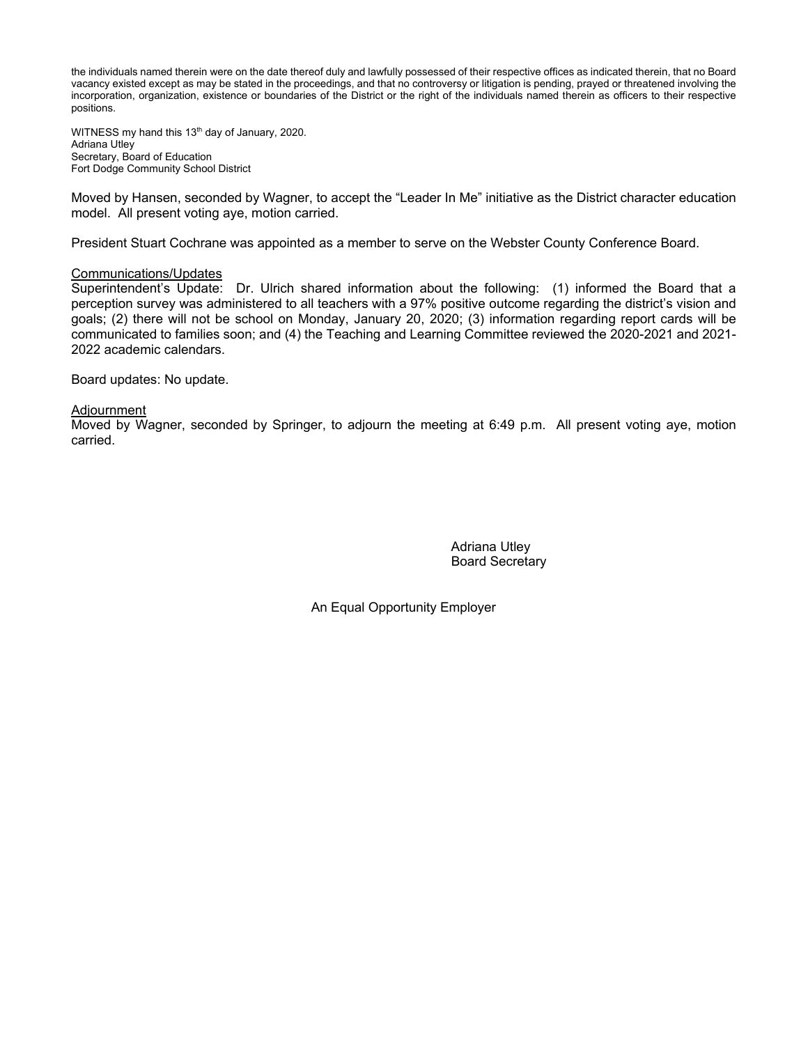the individuals named therein were on the date thereof duly and lawfully possessed of their respective offices as indicated therein, that no Board vacancy existed except as may be stated in the proceedings, and that no controversy or litigation is pending, prayed or threatened involving the incorporation, organization, existence or boundaries of the District or the right of the individuals named therein as officers to their respective positions.

WITNESS my hand this 13th day of January, 2020.
Adriana Utley
Secretary, Board of Education
Fort Dodge Community School District

Moved by Hansen, seconded by Wagner, to accept the "Leader In Me" initiative as the District character education model. All present voting aye, motion carried.

President Stuart Cochrane was appointed as a member to serve on the Webster County Conference Board.

Communications/Updates

Superintendent's Update: Dr. Ulrich shared information about the following: (1) informed the Board that a perception survey was administered to all teachers with a 97% positive outcome regarding the district's vision and goals; (2) there will not be school on Monday, January 20, 2020; (3) information regarding report cards will be communicated to families soon; and (4) the Teaching and Learning Committee reviewed the 2020-2021 and 2021-2022 academic calendars.

Board updates: No update.

Adjournment

Moved by Wagner, seconded by Springer, to adjourn the meeting at 6:49 p.m. All present voting aye, motion carried.

Adriana Utley
Board Secretary

An Equal Opportunity Employer